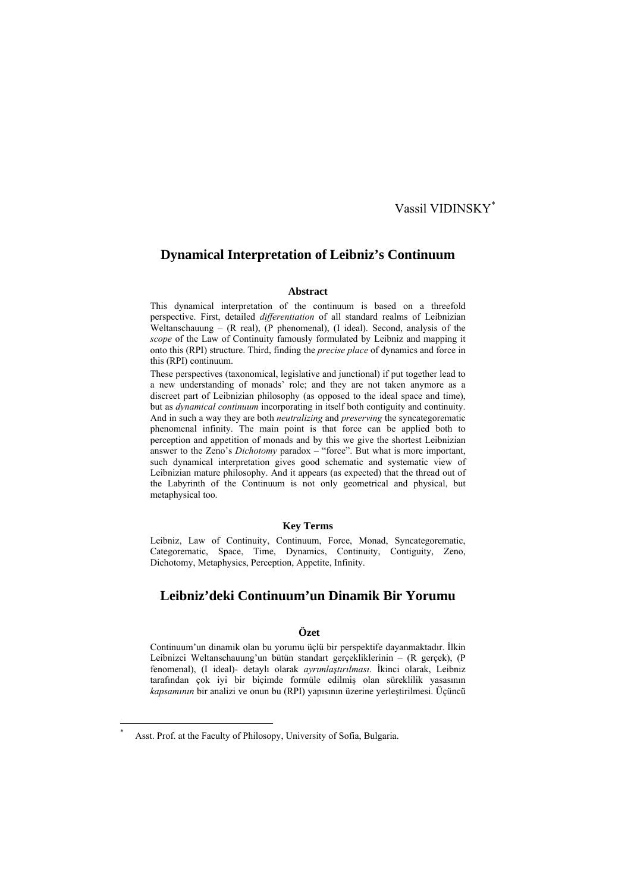Vassil VIDINSKY[*]

# Dynamical Interpretation of Leibniz's Continuum

### Abstract

This dynamical interpretation of the continuum is based on a threefold perspective. First, detailed *differentiation* of all standard realms of Leibnizian Weltanschauung – (R real), (P phenomenal), (I ideal). Second, analysis of the *scope* of the Law of Continuity famously formulated by Leibniz and mapping it onto this (RPI) structure. Third, finding the *precise place* of dynamics and force in this (RPI) continuum.

These perspectives (taxonomical, legislative and junctional) if put together lead to a new understanding of monads' role; and they are not taken anymore as a discreet part of Leibnizian philosophy (as opposed to the ideal space and time), but as *dynamical continuum* incorporating in itself both contiguity and continuity. And in such a way they are both *neutralizing* and *preserving* the syncategorematic phenomenal infinity. The main point is that force can be applied both to perception and appetition of monads and by this we give the shortest Leibnizian answer to the Zeno's *Dichotomy* paradox – "force". But what is more important, such dynamical interpretation gives good schematic and systematic view of Leibnizian mature philosophy. And it appears (as expected) that the thread out of the Labyrinth of the Continuum is not only geometrical and physical, but metaphysical too.

### Key Terms

Leibniz, Law of Continuity, Continuum, Force, Monad, Syncategorematic, Categorematic, Space, Time, Dynamics, Continuity, Contiguity, Zeno, Dichotomy, Metaphysics, Perception, Appetite, Infinity.

# Leibniz'deki Continuum'un Dinamik Bir Yorumu

### Özet

Continuum'un dinamik olan bu yorumu üçlü bir perspektife dayanmaktadır. İlkin Leibnizci Weltanschauung'un bütün standart gerçekliklerinin – (R gerçek), (P fenomenal), (I ideal)- detaylı olarak *ayrımlaştırılması*. İkinci olarak, Leibniz tarafından çok iyi bir biçimde formüle edilmiş olan süreklilik yasasının *kapsamının* bir analizi ve onun bu (RPI) yapısının üzerine yerleştirilmesi. Üçüncü

---

[*] Asst. Prof. at the Faculty of Philosopy, University of Sofia, Bulgaria.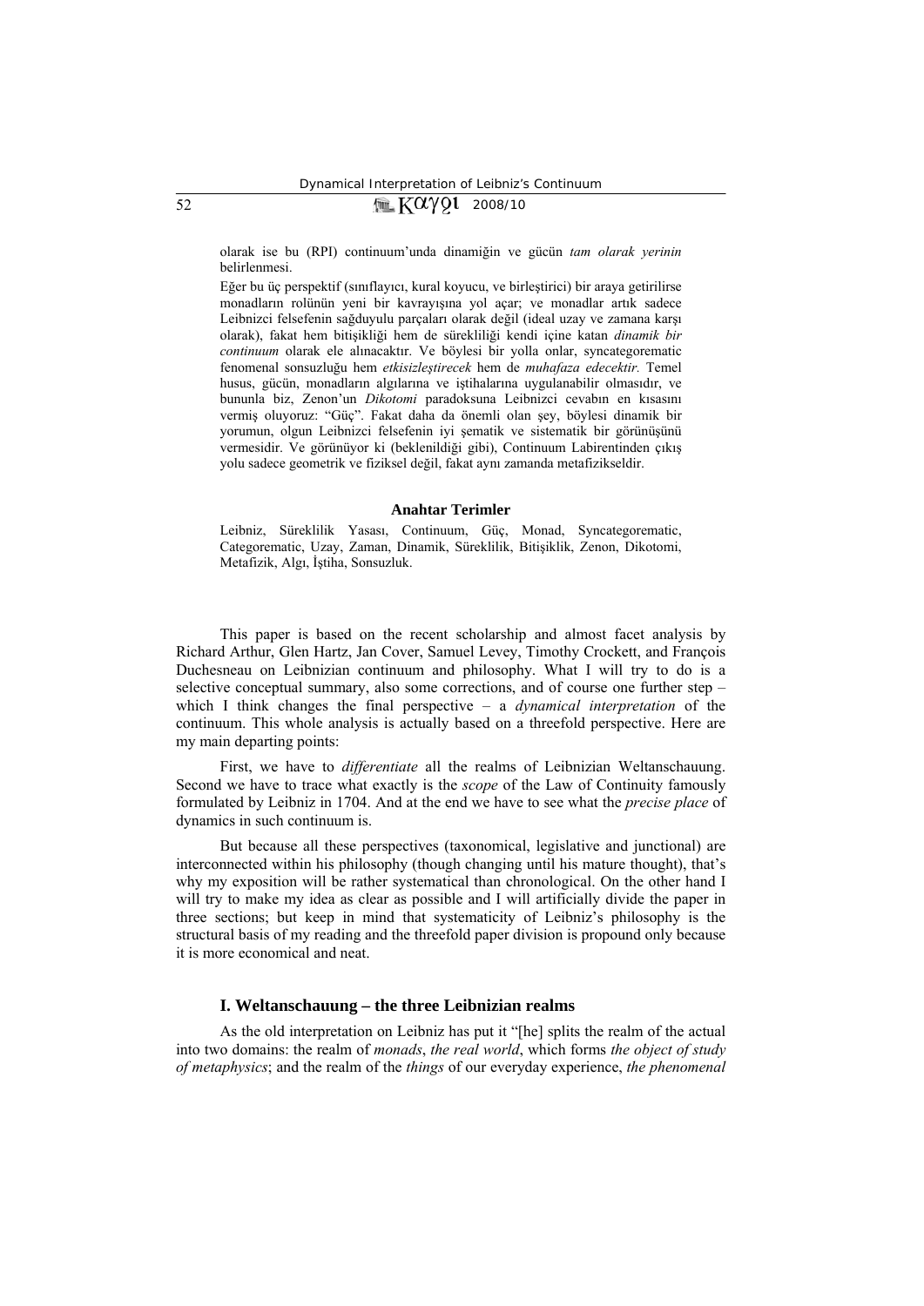olarak ise bu (RPI) continuum'unda dinamiğin ve gücün *tam olarak yerinin* belirlenmesi.

Eğer bu üç perspektif (sınıflayıcı, kural koyucu, ve birleştirici) bir araya getirilirse monadların rolünün yeni bir kavrayışına yol açar; ve monadlar artık sadece Leibnizci felsefenin sağduyulu parçaları olarak değil (ideal uzay ve zamana karşı olarak), fakat hem bitişikliği hem de sürekliliği kendi içine katan *dinamik bir continuum* olarak ele alınacaktır. Ve böylesi bir yolla onlar, syncategorematic fenomenal sonsuzluğu hem *etkisizleştirecek* hem de *muhafaza edecektir.* Temel husus, gücün, monadların algılarına ve iştihalarına uygulanabilir olmasıdır, ve bununla biz, Zenon'un *Dikotomi* paradoksuna Leibnizci cevabın en kısasını vermiş oluyoruz: "Güç". Fakat daha da önemli olan şey, böylesi dinamik bir yorumun, olgun Leibnizci felsefenin iyi şematik ve sistematik bir görünüşünü vermesidir. Ve görünüyor ki (beklenildiği gibi), Continuum Labirentinden çıkış yolu sadece geometrik ve fiziksel değil, fakat aynı zamanda metafizikseldir.

**Anahtar Terimler**

Leibniz, Süreklilik Yasası, Continuum, Güç, Monad, Syncategorematic, Categorematic, Uzay, Zaman, Dinamik, Süreklilik, Bitişiklik, Zenon, Dikotomi, Metafizik, Algı, İştiha, Sonsuzluk.

This paper is based on the recent scholarship and almost facet analysis by Richard Arthur, Glen Hartz, Jan Cover, Samuel Levey, Timothy Crockett, and François Duchesneau on Leibnizian continuum and philosophy. What I will try to do is a selective conceptual summary, also some corrections, and of course one further step – which I think changes the final perspective – a *dynamical interpretation* of the continuum. This whole analysis is actually based on a threefold perspective. Here are my main departing points:

First, we have to *differentiate* all the realms of Leibnizian Weltanschauung. Second we have to trace what exactly is the *scope* of the Law of Continuity famously formulated by Leibniz in 1704. And at the end we have to see what the *precise place* of dynamics in such continuum is.

But because all these perspectives (taxonomical, legislative and junctional) are interconnected within his philosophy (though changing until his mature thought), that's why my exposition will be rather systematical than chronological. On the other hand I will try to make my idea as clear as possible and I will artificially divide the paper in three sections; but keep in mind that systematicity of Leibniz's philosophy is the structural basis of my reading and the threefold paper division is propound only because it is more economical and neat.

## I. Weltanschauung – the three Leibnizian realms

As the old interpretation on Leibniz has put it "[he] splits the realm of the actual into two domains: the realm of *monads*, *the real world*, which forms *the object of study of metaphysics*; and the realm of the *things* of our everyday experience, *the phenomenal*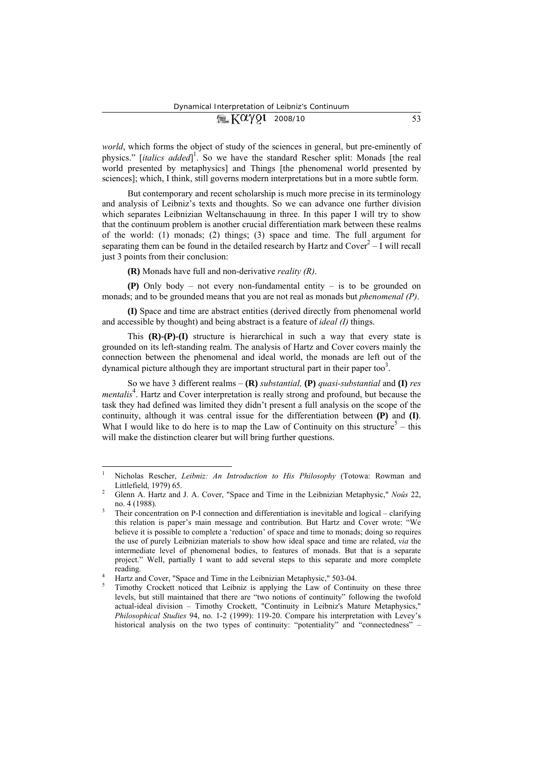*world*, which forms the object of study of the sciences in general, but pre-eminently of physics." [*italics added*][1]. So we have the standard Rescher split: Monads [the real world presented by metaphysics] and Things [the phenomenal world presented by sciences]; which, I think, still governs modern interpretations but in a more subtle form.

But contemporary and recent scholarship is much more precise in its terminology and analysis of Leibniz's texts and thoughts. So we can advance one further division which separates Leibnizian Weltanschauung in three. In this paper I will try to show that the continuum problem is another crucial differentiation mark between these realms of the world: (1) monads; (2) things; (3) space and time. The full argument for separating them can be found in the detailed research by Hartz and Cover[2] – I will recall just 3 points from their conclusion:

**(R)** Monads have full and non-derivative *reality (R)*.

**(P)** Only body – not every non-fundamental entity – is to be grounded on monads; and to be grounded means that you are not real as monads but *phenomenal (P)*.

**(I)** Space and time are abstract entities (derived directly from phenomenal world and accessible by thought) and being abstract is a feature of *ideal (I)* things.

This **(R)**-**(P)**-**(I)** structure is hierarchical in such a way that every state is grounded on its left-standing realm. The analysis of Hartz and Cover covers mainly the connection between the phenomenal and ideal world, the monads are left out of the dynamical picture although they are important structural part in their paper too[3].

So we have 3 different realms – **(R)** *substantial,* **(P)** *quasi-substantial* and **(I)** *res mentalis*[4]. Hartz and Cover interpretation is really strong and profound, but because the task they had defined was limited they didn't present a full analysis on the scope of the continuity, although it was central issue for the differentiation between **(P)** and **(I)**. What I would like to do here is to map the Law of Continuity on this structure[5] – this will make the distinction clearer but will bring further questions.

---

[1] Nicholas Rescher, *Leibniz: An Introduction to His Philosophy* (Totowa: Rowman and Littlefield, 1979) 65.

[2] Glenn A. Hartz and J. A. Cover, "Space and Time in the Leibnizian Metaphysic," *Noûs* 22, no. 4 (1988).

[3] Their concentration on P-I connection and differentiation is inevitable and logical – clarifying this relation is paper's main message and contribution. But Hartz and Cover wrote: "We believe it is possible to complete a 'reduction' of space and time to monads; doing so requires the use of purely Leibnizian materials to show how ideal space and time are related, *via* the intermediate level of phenomenal bodies, to features of monads. But that is a separate project." Well, partially I want to add several steps to this separate and more complete reading.

[4] Hartz and Cover, "Space and Time in the Leibnizian Metaphysic," 503-04.

[5] Timothy Crockett noticed that Leibniz is applying the Law of Continuity on these three levels, but still maintained that there are "two notions of continuity" following the twofold actual-ideal division – Timothy Crockett, "Continuity in Leibniz's Mature Metaphysics," *Philosophical Studies* 94, no. 1-2 (1999): 119-20. Compare his interpretation with Levey's historical analysis on the two types of continuity: "potentiality" and "connectedness" –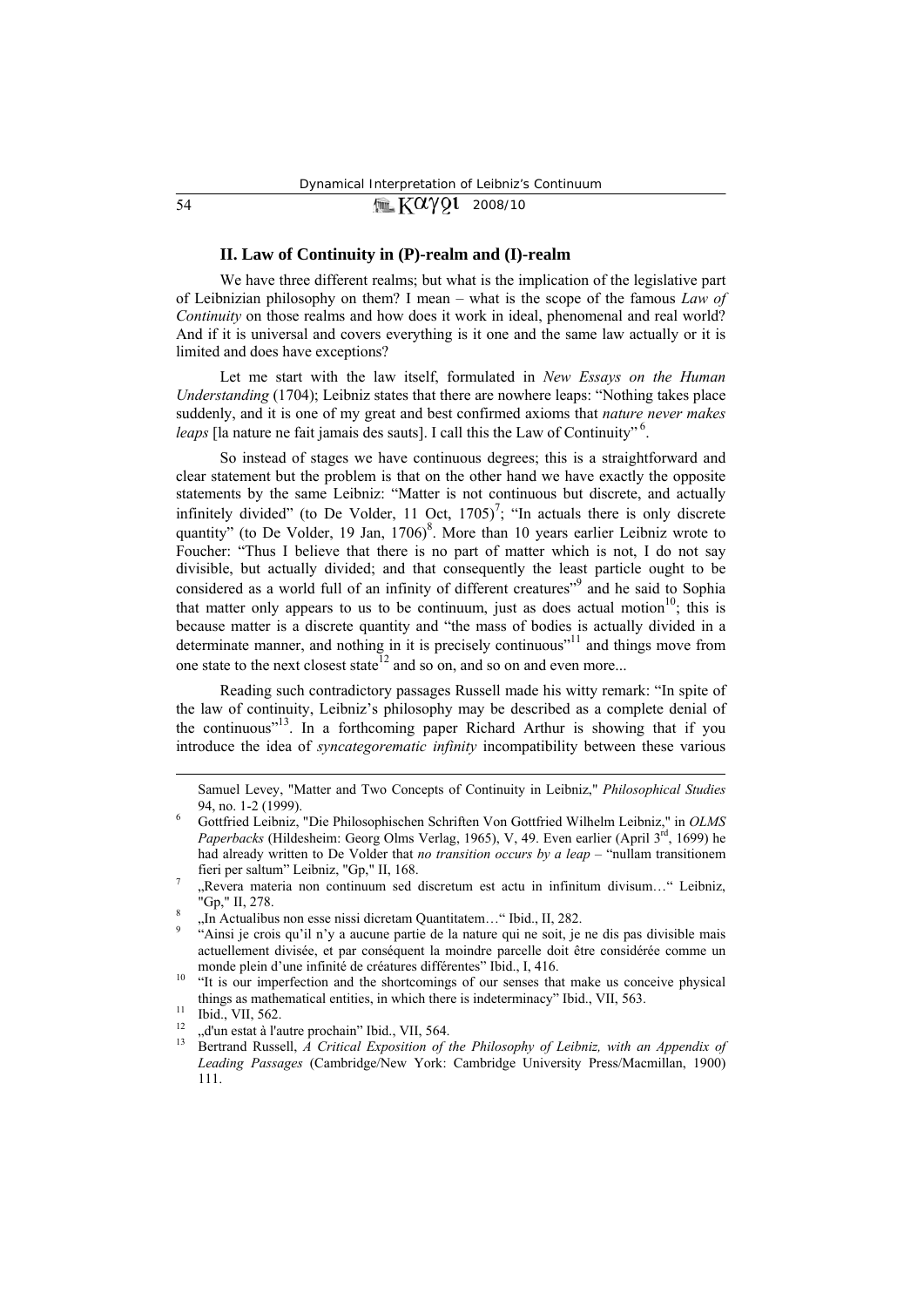## II. Law of Continuity in (P)-realm and (I)-realm

We have three different realms; but what is the implication of the legislative part of Leibnizian philosophy on them? I mean – what is the scope of the famous *Law of Continuity* on those realms and how does it work in ideal, phenomenal and real world? And if it is universal and covers everything is it one and the same law actually or it is limited and does have exceptions?

Let me start with the law itself, formulated in *New Essays on the Human Understanding* (1704); Leibniz states that there are nowhere leaps: "Nothing takes place suddenly, and it is one of my great and best confirmed axioms that *nature never makes leaps* [la nature ne fait jamais des sauts]. I call this the Law of Continuity"[6].

So instead of stages we have continuous degrees; this is a straightforward and clear statement but the problem is that on the other hand we have exactly the opposite statements by the same Leibniz: "Matter is not continuous but discrete, and actually infinitely divided" (to De Volder, 11 Oct, 1705)[7]; "In actuals there is only discrete quantity" (to De Volder, 19 Jan, 1706)[8]. More than 10 years earlier Leibniz wrote to Foucher: "Thus I believe that there is no part of matter which is not, I do not say divisible, but actually divided; and that consequently the least particle ought to be considered as a world full of an infinity of different creatures"[9] and he said to Sophia that matter only appears to us to be continuum, just as does actual motion[10]; this is because matter is a discrete quantity and "the mass of bodies is actually divided in a determinate manner, and nothing in it is precisely continuous"[11] and things move from one state to the next closest state[12] and so on, and so on and even more...

Reading such contradictory passages Russell made his witty remark: "In spite of the law of continuity, Leibniz's philosophy may be described as a complete denial of the continuous"[13]. In a forthcoming paper Richard Arthur is showing that if you introduce the idea of *syncategorematic infinity* incompatibility between these various

---

Samuel Levey, "Matter and Two Concepts of Continuity in Leibniz," *Philosophical Studies* 94, no. 1-2 (1999).

6 Gottfried Leibniz, "Die Philosophischen Schriften Von Gottfried Wilhelm Leibniz," in *OLMS Paperbacks* (Hildesheim: Georg Olms Verlag, 1965), V, 49. Even earlier (April 3rd, 1699) he had already written to De Volder that *no transition occurs by a leap* – "nullam transitionem fieri per saltum" Leibniz, "Gp," II, 168.

7 „Revera materia non continuum sed discretum est actu in infinitum divisum…" Leibniz, "Gp," II, 278.

8 „In Actualibus non esse nissi dicretam Quantitatem…" Ibid., II, 282.

9 "Ainsi je crois qu'il n'y a aucune partie de la nature qui ne soit, je ne dis pas divisible mais actuellement divisée, et par conséquent la moindre parcelle doit être considérée comme un monde plein d'une infinité de créatures différentes" Ibid., I, 416.

10 "It is our imperfection and the shortcomings of our senses that make us conceive physical things as mathematical entities, in which there is indeterminacy" Ibid., VII, 563.

11 Ibid., VII, 562.

12 „d'un estat à l'autre prochain" Ibid., VII, 564.

13 Bertrand Russell, *A Critical Exposition of the Philosophy of Leibniz, with an Appendix of Leading Passages* (Cambridge/New York: Cambridge University Press/Macmillan, 1900) 111.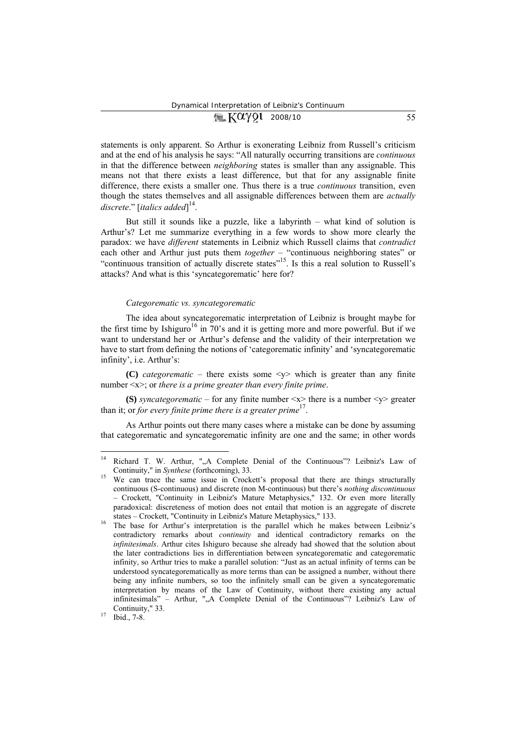statements is only apparent. So Arthur is exonerating Leibniz from Russell's criticism and at the end of his analysis he says: "All naturally occurring transitions are *continuous* in that the difference between *neighboring* states is smaller than any assignable. This means not that there exists a least difference, but that for any assignable finite difference, there exists a smaller one. Thus there is a true *continuous* transition, even though the states themselves and all assignable differences between them are *actually discrete*." [*italics added*][14].

But still it sounds like a puzzle, like a labyrinth – what kind of solution is Arthur's? Let me summarize everything in a few words to show more clearly the paradox: we have *different* statements in Leibniz which Russell claims that *contradict* each other and Arthur just puts them *together* – "continuous neighboring states" or "continuous transition of actually discrete states"[15]. Is this a real solution to Russell's attacks? And what is this 'syncategorematic' here for?

*Categorematic vs. syncategorematic*

The idea about syncategorematic interpretation of Leibniz is brought maybe for the first time by Ishiguro[16] in 70's and it is getting more and more powerful. But if we want to understand her or Arthur's defense and the validity of their interpretation we have to start from defining the notions of 'categorematic infinity' and 'syncategorematic infinity', i.e. Arthur's:

**(C)** *categorematic* – there exists some <y> which is greater than any finite number <x>; or *there is a prime greater than every finite prime*.

**(S)** *syncategorematic* – for any finite number <x> there is a number <y> greater than it; or *for every finite prime there is a greater prime*[17].

As Arthur points out there many cases where a mistake can be done by assuming that categorematic and syncategorematic infinity are one and the same; in other words

---

[14] Richard T. W. Arthur, "„A Complete Denial of the Continuous"? Leibniz's Law of Continuity," in *Synthese* (forthcoming), 33.

[15] We can trace the same issue in Crockett's proposal that there are things structurally continuous (S-continuous) and discrete (non M-continuous) but there's *nothing discontinuous* – Crockett, "Continuity in Leibniz's Mature Metaphysics," 132. Or even more literally paradoxical: discreteness of motion does not entail that motion is an aggregate of discrete states – Crockett, "Continuity in Leibniz's Mature Metaphysics," 133.

[16] The base for Arthur's interpretation is the parallel which he makes between Leibniz's contradictory remarks about *continuity* and identical contradictory remarks on the *infinitesimals*. Arthur cites Ishiguro because she already had showed that the solution about the later contradictions lies in differentiation between syncategorematic and categorematic infinity, so Arthur tries to make a parallel solution: "Just as an actual infinity of terms can be understood syncategorematically as more terms than can be assigned a number, without there being any infinite numbers, so too the infinitely small can be given a syncategorematic interpretation by means of the Law of Continuity, without there existing any actual infinitesimals" – Arthur, "„A Complete Denial of the Continuous"? Leibniz's Law of Continuity," 33.

[17] Ibid., 7-8.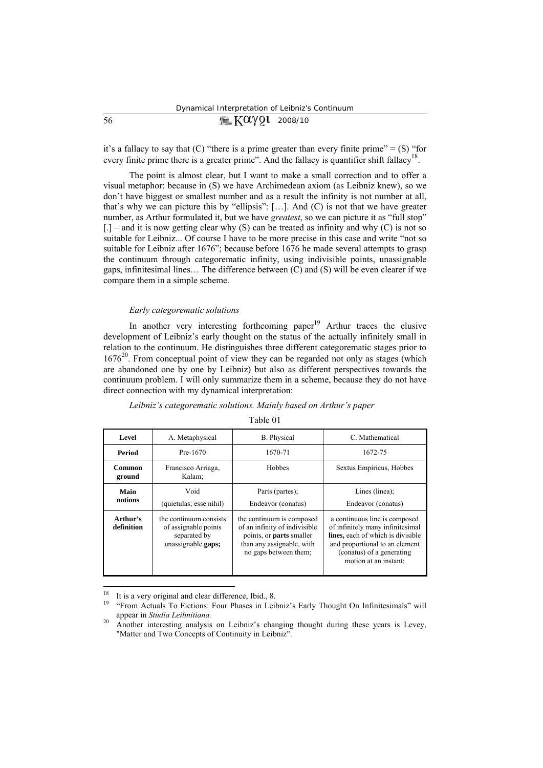it's a fallacy to say that (C) "there is a prime greater than every finite prime" = (S) "for every finite prime there is a greater prime". And the fallacy is quantifier shift fallacy[18].

The point is almost clear, but I want to make a small correction and to offer a visual metaphor: because in (S) we have Archimedean axiom (as Leibniz knew), so we don't have biggest or smallest number and as a result the infinity is not number at all, that's why we can picture this by "ellipsis": […]. And (C) is not that we have greater number, as Arthur formulated it, but we have *greatest*, so we can picture it as "full stop" [.] – and it is now getting clear why (S) can be treated as infinity and why (C) is not so suitable for Leibniz... Of course I have to be more precise in this case and write "not so suitable for Leibniz after 1676"; because before 1676 he made several attempts to grasp the continuum through categorematic infinity, using indivisible points, unassignable gaps, infinitesimal lines… The difference between (C) and (S) will be even clearer if we compare them in a simple scheme.

### *Early categorematic solutions*

In another very interesting forthcoming paper[19] Arthur traces the elusive development of Leibniz's early thought on the status of the actually infinitely small in relation to the continuum. He distinguishes three different categorematic stages prior to 1676[20]. From conceptual point of view they can be regarded not only as stages (which are abandoned one by one by Leibniz) but also as different perspectives towards the continuum problem. I will only summarize them in a scheme, because they do not have direct connection with my dynamical interpretation:

*Leibniz's categorematic solutions. Mainly based on Arthur's paper*

Table 01

| **Level** | A. Metaphysical | B. Physical | C. Mathematical |
|---|---|---|---|
| **Period** | Pre-1670 | 1670-71 | 1672-75 |
| **Common ground** | Francisco Arriaga, Kalam; | Hobbes | Sextus Empiricus, Hobbes |
| **Main notions** | Void (quietulas; esse nihil) | Parts (partes); Endeavor (conatus) | Lines (linea); Endeavor (conatus) |
| **Arthur's definition** | the continuum consists of assignable points separated by unassignable **gaps;** | the continuum is composed of an infinity of indivisible points, or **parts** smaller than any assignable, with no gaps between them; | a continuous line is composed of infinitely many infinitesimal **lines,** each of which is divisible and proportional to an element (conatus) of a generating motion at an instant; |

[18] It is a very original and clear difference, Ibid., 8.

[19] "From Actuals To Fictions: Four Phases in Leibniz's Early Thought On Infinitesimals" will appear in *Studia Leibnitiana.*

[20] Another interesting analysis on Leibniz's changing thought during these years is Levey, "Matter and Two Concepts of Continuity in Leibniz".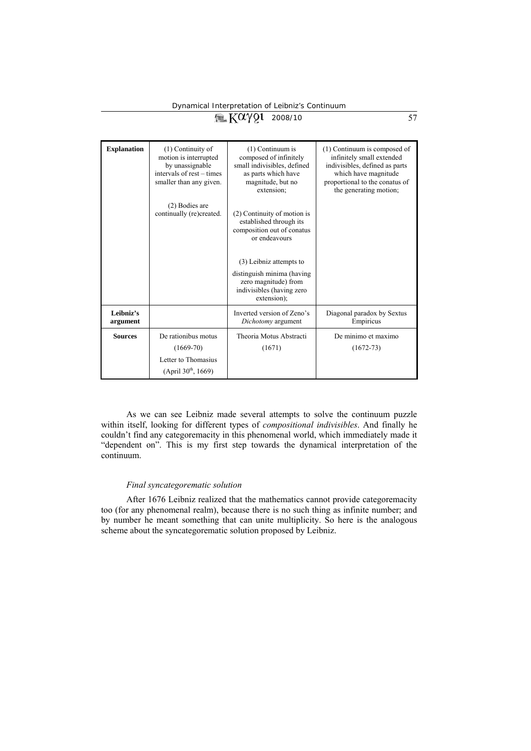| **Explanation** | (1) Continuity of motion is interrupted by unassignable intervals of rest – times smaller than any given.<br><br>(2) Bodies are continually (re)created. | (1) Continuum is composed of infinitely small indivisibles, defined as parts which have magnitude, but no extension;<br><br>(2) Continuity of motion is established through its composition out of conatus or endeavours<br><br>(3) Leibniz attempts to distinguish minima (having zero magnitude) from indivisibles (having zero extension); | (1) Continuum is composed of infinitely small extended indivisibles, defined as parts which have magnitude proportional to the conatus of the generating motion; |
|---|---|---|---|
| **Leibniz's argument** | | Inverted version of Zeno's *Dichotomy* argument | Diagonal paradox by Sextus Empiricus |
| **Sources** | De rationibus motus (1669-70)<br>Letter to Thomasius (April 30th, 1669) | Theoria Motus Abstracti (1671) | De minimo et maximo (1672-73) |

As we can see Leibniz made several attempts to solve the continuum puzzle within itself, looking for different types of *compositional indivisibles*. And finally he couldn't find any categoremacity in this phenomenal world, which immediately made it "dependent on". This is my first step towards the dynamical interpretation of the continuum.

### *Final syncategorematic solution*

After 1676 Leibniz realized that the mathematics cannot provide categoremacity too (for any phenomenal realm), because there is no such thing as infinite number; and by number he meant something that can unite multiplicity. So here is the analogous scheme about the syncategorematic solution proposed by Leibniz.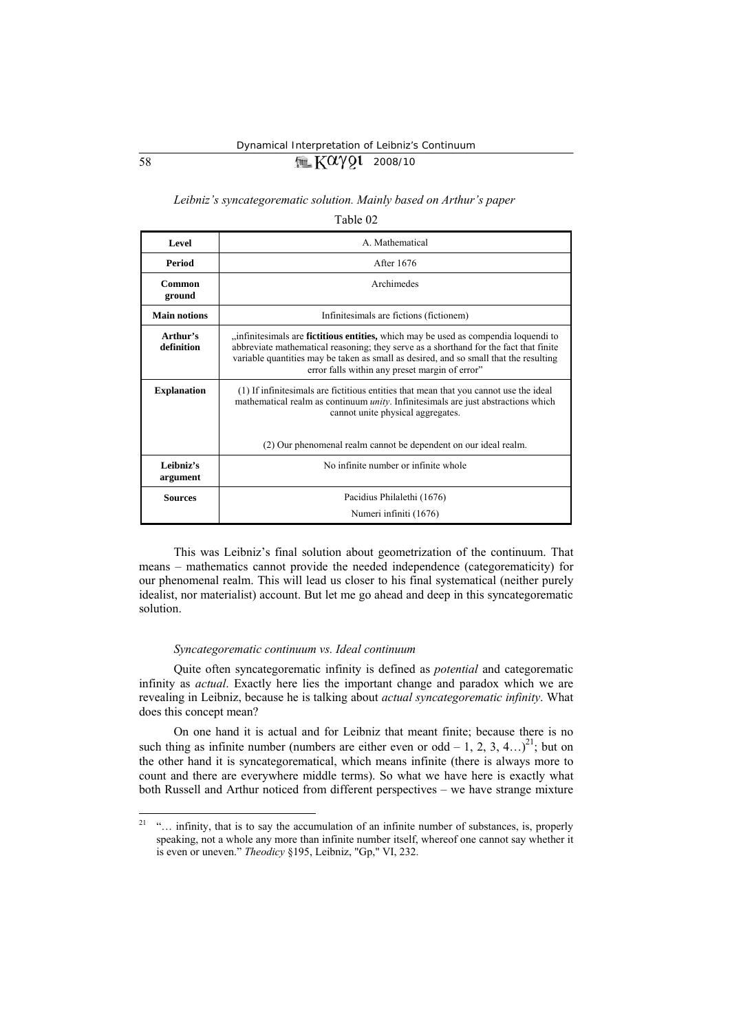*Leibniz's syncategorematic solution. Mainly based on Arthur's paper*

Table 02

| Level | A. Mathematical |
|---|---|
| **Period** | After 1676 |
| **Common ground** | Archimedes |
| **Main notions** | Infinitesimals are fictions (fictionem) |
| **Arthur's definition** | „infinitesimals are **fictitious entities,** which may be used as compendia loquendi to abbreviate mathematical reasoning; they serve as a shorthand for the fact that finite variable quantities may be taken as small as desired, and so small that the resulting error falls within any preset margin of error" |
| **Explanation** | (1) If infinitesimals are fictitious entities that mean that you cannot use the ideal mathematical realm as continuum *unity*. Infinitesimals are just abstractions which cannot unite physical aggregates. (2) Our phenomenal realm cannot be dependent on our ideal realm. |
| **Leibniz's argument** | No infinite number or infinite whole |
| **Sources** | Pacidius Philalethi (1676) Numeri infiniti (1676) |

This was Leibniz's final solution about geometrization of the continuum. That means – mathematics cannot provide the needed independence (categorematicity) for our phenomenal realm. This will lead us closer to his final systematical (neither purely idealist, nor materialist) account. But let me go ahead and deep in this syncategorematic solution.

### *Syncategorematic continuum vs. Ideal continuum*

Quite often syncategorematic infinity is defined as *potential* and categorematic infinity as *actual*. Exactly here lies the important change and paradox which we are revealing in Leibniz, because he is talking about *actual syncategorematic infinity*. What does this concept mean?

On one hand it is actual and for Leibniz that meant finite; because there is no such thing as infinite number (numbers are either even or odd – 1, 2, 3, 4…)[21]; but on the other hand it is syncategorematical, which means infinite (there is always more to count and there are everywhere middle terms). So what we have here is exactly what both Russell and Arthur noticed from different perspectives – we have strange mixture

[21] "… infinity, that is to say the accumulation of an infinite number of substances, is, properly speaking, not a whole any more than infinite number itself, whereof one cannot say whether it is even or uneven." *Theodicy* §195, Leibniz, "Gp," VI, 232.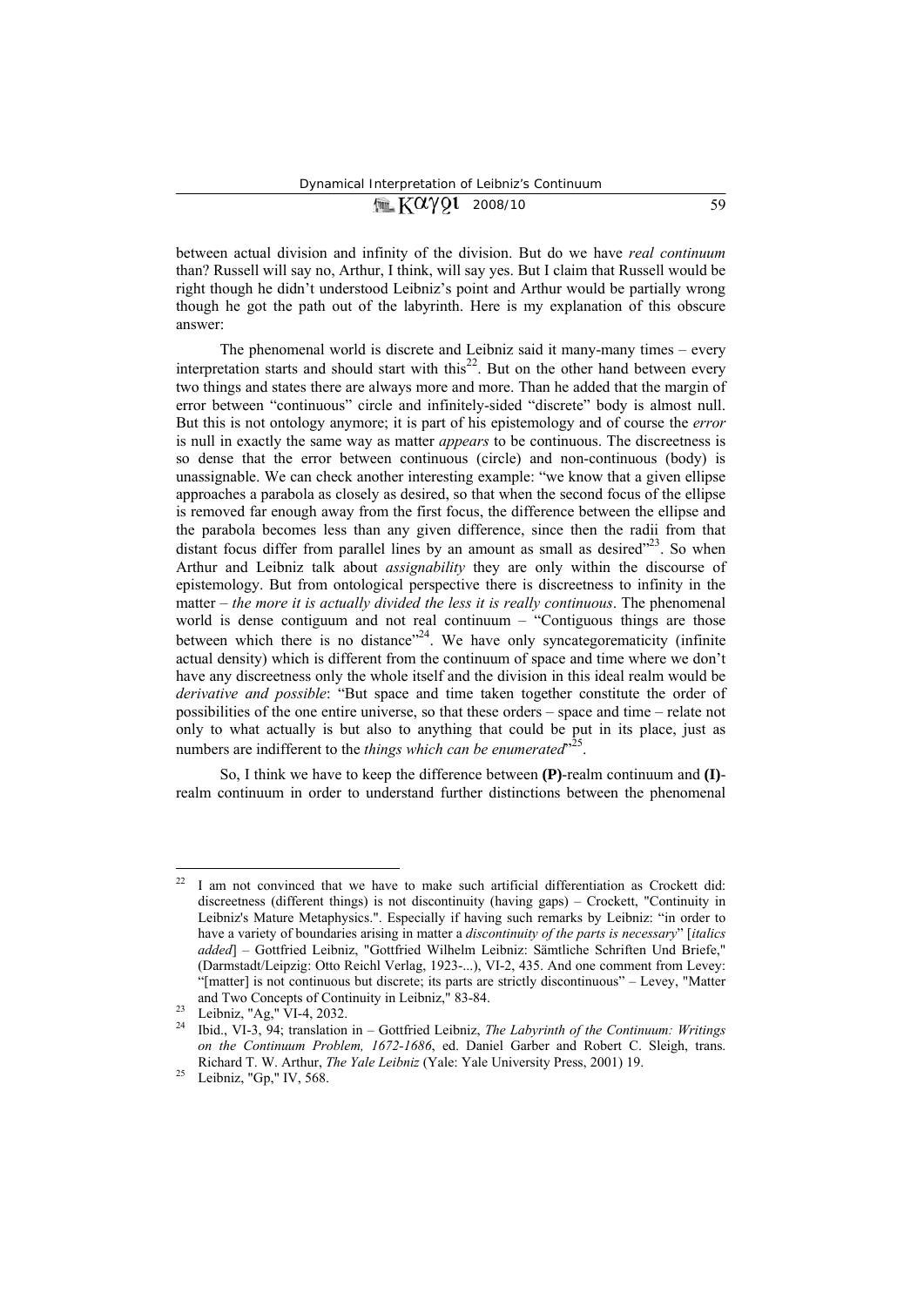between actual division and infinity of the division. But do we have *real continuum* than? Russell will say no, Arthur, I think, will say yes. But I claim that Russell would be right though he didn't understood Leibniz's point and Arthur would be partially wrong though he got the path out of the labyrinth. Here is my explanation of this obscure answer:

The phenomenal world is discrete and Leibniz said it many-many times – every interpretation starts and should start with this[22]. But on the other hand between every two things and states there are always more and more. Than he added that the margin of error between "continuous" circle and infinitely-sided "discrete" body is almost null. But this is not ontology anymore; it is part of his epistemology and of course the *error* is null in exactly the same way as matter *appears* to be continuous. The discreetness is so dense that the error between continuous (circle) and non-continuous (body) is unassignable. We can check another interesting example: "we know that a given ellipse approaches a parabola as closely as desired, so that when the second focus of the ellipse is removed far enough away from the first focus, the difference between the ellipse and the parabola becomes less than any given difference, since then the radii from that distant focus differ from parallel lines by an amount as small as desired"[23]. So when Arthur and Leibniz talk about *assignability* they are only within the discourse of epistemology. But from ontological perspective there is discreetness to infinity in the matter – *the more it is actually divided the less it is really continuous*. The phenomenal world is dense contiguum and not real continuum – "Contiguous things are those between which there is no distance"[24]. We have only syncategorematicity (infinite actual density) which is different from the continuum of space and time where we don't have any discreetness only the whole itself and the division in this ideal realm would be *derivative and possible*: "But space and time taken together constitute the order of possibilities of the one entire universe, so that these orders – space and time – relate not only to what actually is but also to anything that could be put in its place, just as numbers are indifferent to the *things which can be enumerated*"[25].

So, I think we have to keep the difference between **(P)**-realm continuum and **(I)**-realm continuum in order to understand further distinctions between the phenomenal

---

[22] I am not convinced that we have to make such artificial differentiation as Crockett did: discreetness (different things) is not discontinuity (having gaps) – Crockett, "Continuity in Leibniz's Mature Metaphysics.". Especially if having such remarks by Leibniz: "in order to have a variety of boundaries arising in matter a *discontinuity of the parts is necessary*" [*italics added*] – Gottfried Leibniz, "Gottfried Wilhelm Leibniz: Sämtliche Schriften Und Briefe," (Darmstadt/Leipzig: Otto Reichl Verlag, 1923-...), VI-2, 435. And one comment from Levey: "[matter] is not continuous but discrete; its parts are strictly discontinuous" – Levey, "Matter and Two Concepts of Continuity in Leibniz," 83-84.

[23] Leibniz, "Ag," VI-4, 2032.

[24] Ibid., VI-3, 94; translation in – Gottfried Leibniz, *The Labyrinth of the Continuum: Writings on the Continuum Problem, 1672-1686*, ed. Daniel Garber and Robert C. Sleigh, trans. Richard T. W. Arthur, *The Yale Leibniz* (Yale: Yale University Press, 2001) 19.

[25] Leibniz, "Gp," IV, 568.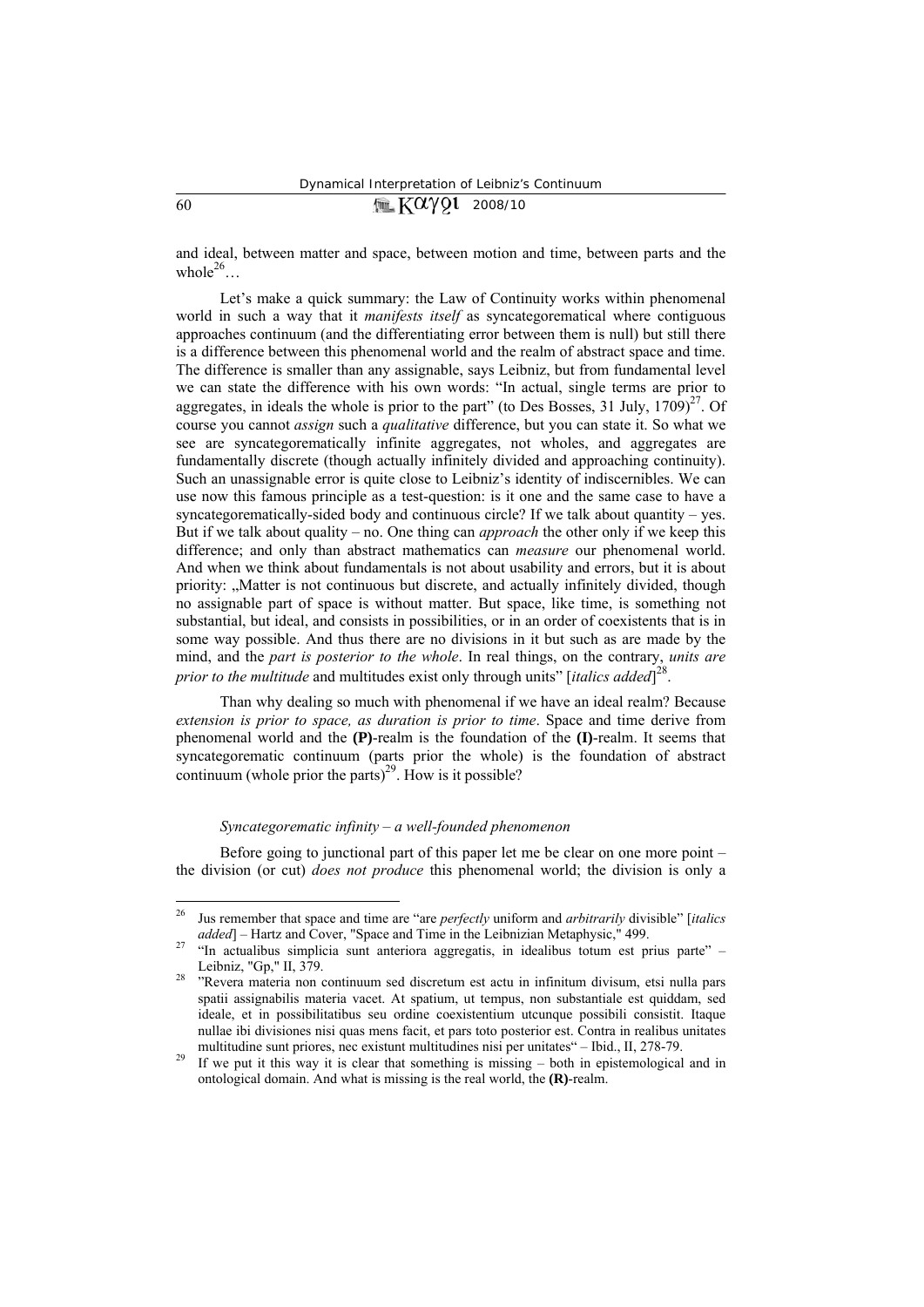and ideal, between matter and space, between motion and time, between parts and the whole[26]…

Let's make a quick summary: the Law of Continuity works within phenomenal world in such a way that it *manifests itself* as syncategorematical where contiguous approaches continuum (and the differentiating error between them is null) but still there is a difference between this phenomenal world and the realm of abstract space and time. The difference is smaller than any assignable, says Leibniz, but from fundamental level we can state the difference with his own words: "In actual, single terms are prior to aggregates, in ideals the whole is prior to the part" (to Des Bosses, 31 July, 1709)[27]. Of course you cannot *assign* such a *qualitative* difference, but you can state it. So what we see are syncategorematically infinite aggregates, not wholes, and aggregates are fundamentally discrete (though actually infinitely divided and approaching continuity). Such an unassignable error is quite close to Leibniz's identity of indiscernibles. We can use now this famous principle as a test-question: is it one and the same case to have a syncategorematically-sided body and continuous circle? If we talk about quantity – yes. But if we talk about quality – no. One thing can *approach* the other only if we keep this difference; and only than abstract mathematics can *measure* our phenomenal world. And when we think about fundamentals is not about usability and errors, but it is about priority: „Matter is not continuous but discrete, and actually infinitely divided, though no assignable part of space is without matter. But space, like time, is something not substantial, but ideal, and consists in possibilities, or in an order of coexistents that is in some way possible. And thus there are no divisions in it but such as are made by the mind, and the *part is posterior to the whole*. In real things, on the contrary, *units are prior to the multitude* and multitudes exist only through units" [*italics added*][28].

Than why dealing so much with phenomenal if we have an ideal realm? Because *extension is prior to space, as duration is prior to time*. Space and time derive from phenomenal world and the **(P)**-realm is the foundation of the **(I)**-realm. It seems that syncategorematic continuum (parts prior the whole) is the foundation of abstract continuum (whole prior the parts)[29]. How is it possible?

### *Syncategorematic infinity – a well-founded phenomenon*

Before going to junctional part of this paper let me be clear on one more point – the division (or cut) *does not produce* this phenomenal world; the division is only a

---

[26] Jus remember that space and time are "are *perfectly* uniform and *arbitrarily* divisible" [*italics added*] – Hartz and Cover, "Space and Time in the Leibnizian Metaphysic," 499.

[27] "In actualibus simplicia sunt anteriora aggregatis, in idealibus totum est prius parte" – Leibniz, "Gp," II, 379.

[28] "Revera materia non continuum sed discretum est actu in infinitum divisum, etsi nulla pars spatii assignabilis materia vacet. At spatium, ut tempus, non substantiale est quiddam, sed ideale, et in possibilitatibus seu ordine coexistentium utcunque possibili consistit. Itaque nullae ibi divisiones nisi quas mens facit, et pars toto posterior est. Contra in realibus unitates multitudine sunt priores, nec existunt multitudines nisi per unitates" – Ibid., II, 278-79.

[29] If we put it this way it is clear that something is missing – both in epistemological and in ontological domain. And what is missing is the real world, the **(R)**-realm.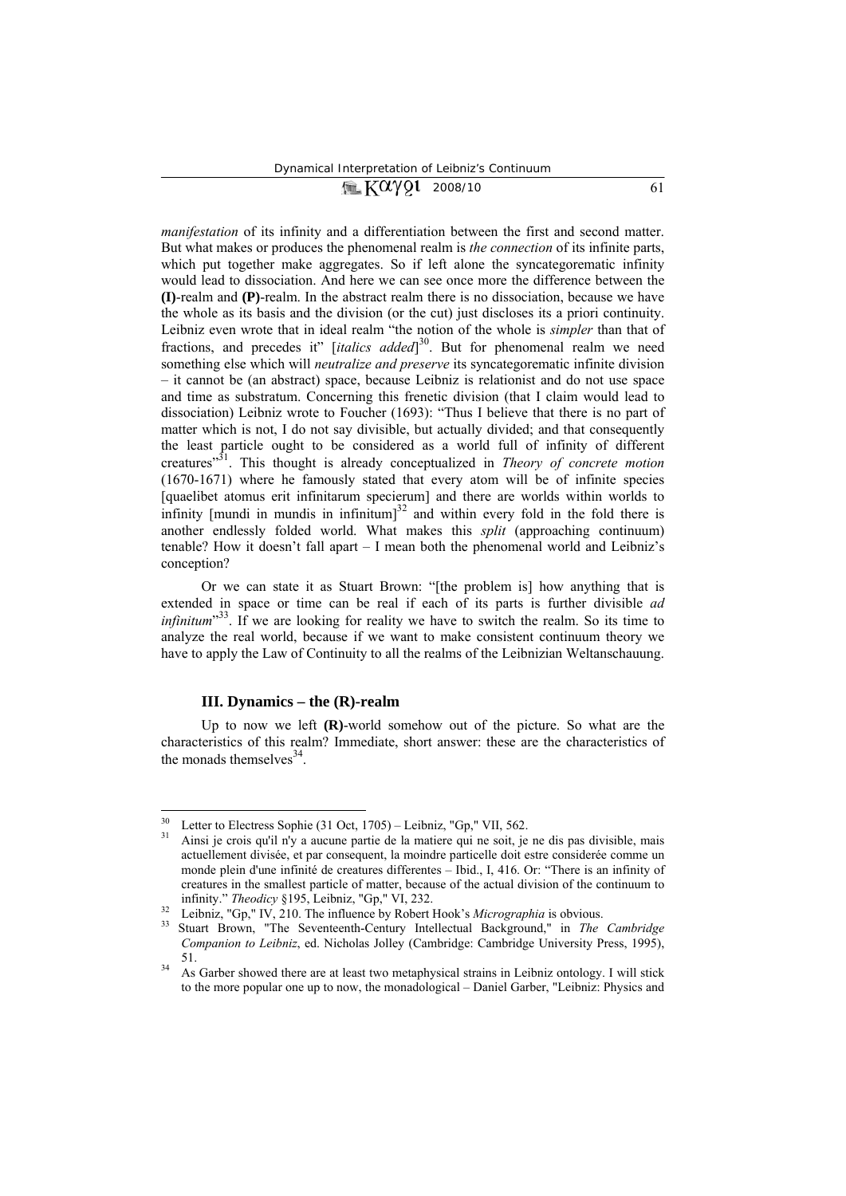*manifestation* of its infinity and a differentiation between the first and second matter. But what makes or produces the phenomenal realm is *the connection* of its infinite parts, which put together make aggregates. So if left alone the syncategorematic infinity would lead to dissociation. And here we can see once more the difference between the **(I)**-realm and **(P)**-realm. In the abstract realm there is no dissociation, because we have the whole as its basis and the division (or the cut) just discloses its a priori continuity. Leibniz even wrote that in ideal realm "the notion of the whole is *simpler* than that of fractions, and precedes it" [*italics added*][30]. But for phenomenal realm we need something else which will *neutralize and preserve* its syncategorematic infinite division – it cannot be (an abstract) space, because Leibniz is relationist and do not use space and time as substratum. Concerning this frenetic division (that I claim would lead to dissociation) Leibniz wrote to Foucher (1693): "Thus I believe that there is no part of matter which is not, I do not say divisible, but actually divided; and that consequently the least particle ought to be considered as a world full of infinity of different creatures"[31]. This thought is already conceptualized in *Theory of concrete motion* (1670-1671) where he famously stated that every atom will be of infinite species [quaelibet atomus erit infinitarum specierum] and there are worlds within worlds to infinity [mundi in mundis in infinitum][32] and within every fold in the fold there is another endlessly folded world. What makes this *split* (approaching continuum) tenable? How it doesn't fall apart – I mean both the phenomenal world and Leibniz's conception?

Or we can state it as Stuart Brown: "[the problem is] how anything that is extended in space or time can be real if each of its parts is further divisible *ad infinitum*"[33]. If we are looking for reality we have to switch the realm. So its time to analyze the real world, because if we want to make consistent continuum theory we have to apply the Law of Continuity to all the realms of the Leibnizian Weltanschauung.

### III. Dynamics – the (R)-realm

Up to now we left **(R)**-world somehow out of the picture. So what are the characteristics of this realm? Immediate, short answer: these are the characteristics of the monads themselves[34].

---

[30] Letter to Electress Sophie (31 Oct, 1705) – Leibniz, "Gp," VII, 562.

[31] Ainsi je crois qu'il n'y a aucune partie de la matiere qui ne soit, je ne dis pas divisible, mais actuellement divisée, et par consequent, la moindre particelle doit estre considerée comme un monde plein d'une infinité de creatures differentes – Ibid., I, 416. Or: "There is an infinity of creatures in the smallest particle of matter, because of the actual division of the continuum to infinity." *Theodicy* §195, Leibniz, "Gp," VI, 232.

[32] Leibniz, "Gp," IV, 210. The influence by Robert Hook's *Micrographia* is obvious.

[33] Stuart Brown, "The Seventeenth-Century Intellectual Background," in *The Cambridge Companion to Leibniz*, ed. Nicholas Jolley (Cambridge: Cambridge University Press, 1995), 51.

[34] As Garber showed there are at least two metaphysical strains in Leibniz ontology. I will stick to the more popular one up to now, the monadological – Daniel Garber, "Leibniz: Physics and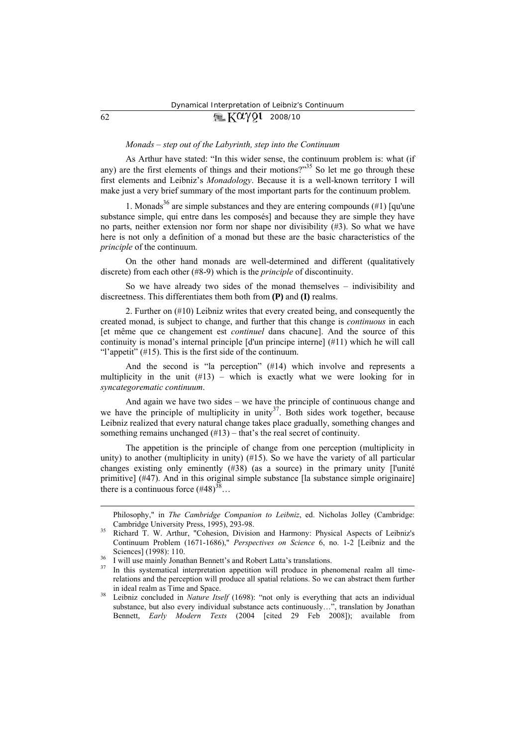*Monads – step out of the Labyrinth, step into the Continuum*

As Arthur have stated: "In this wider sense, the continuum problem is: what (if any) are the first elements of things and their motions?"[35] So let me go through these first elements and Leibniz's *Monadology*. Because it is a well-known territory I will make just a very brief summary of the most important parts for the continuum problem.

1. Monads[36] are simple substances and they are entering compounds (#1) [qu'une substance simple, qui entre dans les composés] and because they are simple they have no parts, neither extension nor form nor shape nor divisibility (#3). So what we have here is not only a definition of a monad but these are the basic characteristics of the *principle* of the continuum.

On the other hand monads are well-determined and different (qualitatively discrete) from each other (#8-9) which is the *principle* of discontinuity.

So we have already two sides of the monad themselves – indivisibility and discreetness. This differentiates them both from **(P)** and **(I)** realms.

2. Further on (#10) Leibniz writes that every created being, and consequently the created monad, is subject to change, and further that this change is *continuous* in each [et même que ce changement est *continuel* dans chacune]. And the source of this continuity is monad's internal principle [d'un principe interne] (#11) which he will call "l'appetit" (#15). This is the first side of the continuum.

And the second is "la perception" (#14) which involve and represents a multiplicity in the unit (#13) – which is exactly what we were looking for in *syncategorematic continuum*.

And again we have two sides – we have the principle of continuous change and we have the principle of multiplicity in unity[37]. Both sides work together, because Leibniz realized that every natural change takes place gradually, something changes and something remains unchanged (#13) – that's the real secret of continuity.

The appetition is the principle of change from one perception (multiplicity in unity) to another (multiplicity in unity) (#15). So we have the variety of all particular changes existing only eminently (#38) (as a source) in the primary unity [l'unité primitive] (#47). And in this original simple substance [la substance simple originaire] there is a continuous force (#48)[38]…

---

Philosophy," in *The Cambridge Companion to Leibniz*, ed. Nicholas Jolley (Cambridge: Cambridge University Press, 1995), 293-98.

[35] Richard T. W. Arthur, "Cohesion, Division and Harmony: Physical Aspects of Leibniz's Continuum Problem (1671-1686)," *Perspectives on Science* 6, no. 1-2 [Leibniz and the Sciences] (1998): 110.

[36] I will use mainly Jonathan Bennett's and Robert Latta's translations.

[37] In this systematical interpretation appetition will produce in phenomenal realm all time-relations and the perception will produce all spatial relations. So we can abstract them further in ideal realm as Time and Space.

[38] Leibniz concluded in *Nature Itself* (1698): "not only is everything that acts an individual substance, but also every individual substance acts continuously…", translation by Jonathan Bennett, *Early Modern Texts* (2004 [cited 29 Feb 2008]); available from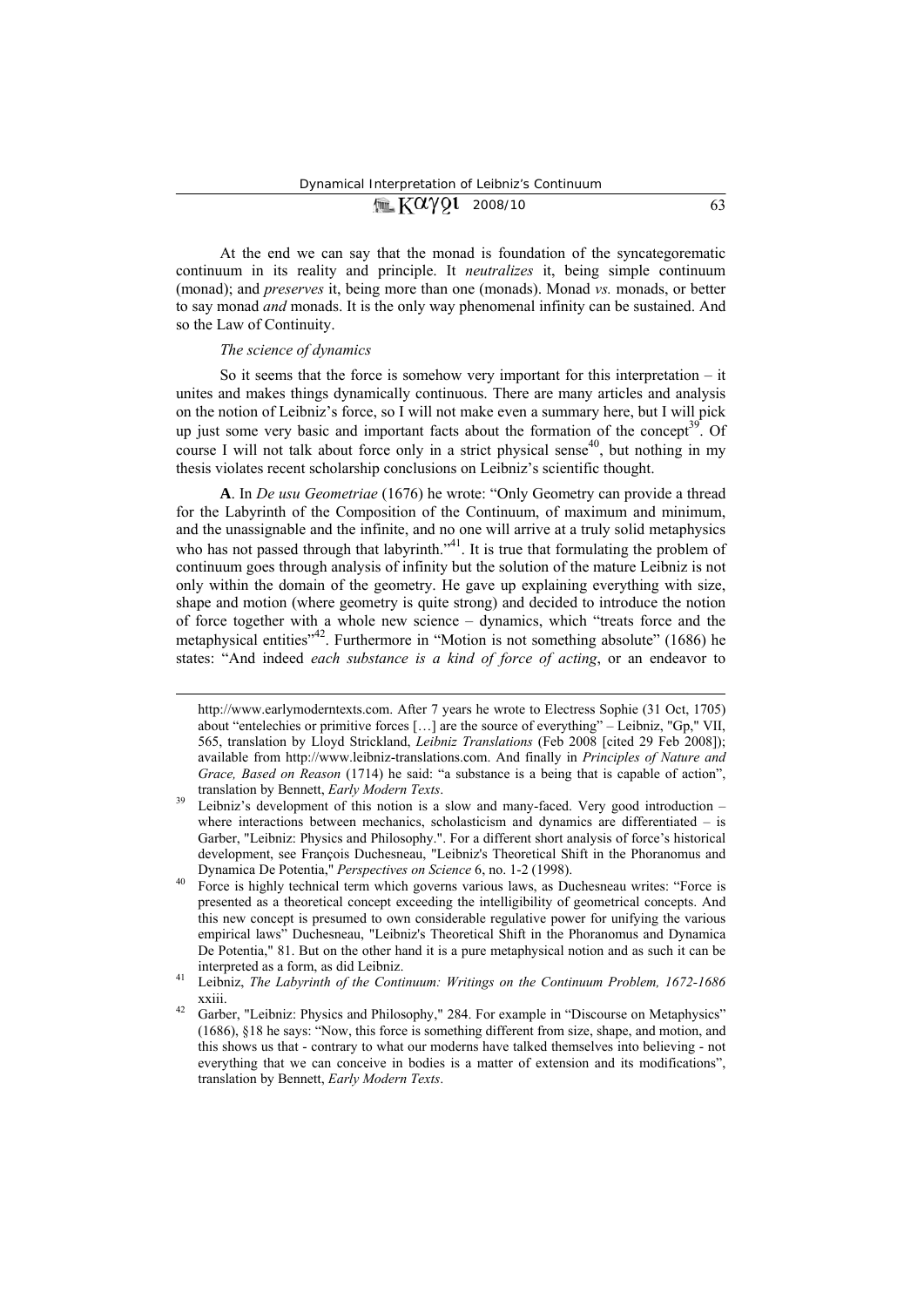At the end we can say that the monad is foundation of the syncategorematic continuum in its reality and principle. It *neutralizes* it, being simple continuum (monad); and *preserves* it, being more than one (monads). Monad *vs.* monads, or better to say monad *and* monads. It is the only way phenomenal infinity can be sustained. And so the Law of Continuity.

*The science of dynamics*

So it seems that the force is somehow very important for this interpretation – it unites and makes things dynamically continuous. There are many articles and analysis on the notion of Leibniz's force, so I will not make even a summary here, but I will pick up just some very basic and important facts about the formation of the concept[39]. Of course I will not talk about force only in a strict physical sense[40], but nothing in my thesis violates recent scholarship conclusions on Leibniz's scientific thought.

**A**. In *De usu Geometriae* (1676) he wrote: "Only Geometry can provide a thread for the Labyrinth of the Composition of the Continuum, of maximum and minimum, and the unassignable and the infinite, and no one will arrive at a truly solid metaphysics who has not passed through that labyrinth."[41]. It is true that formulating the problem of continuum goes through analysis of infinity but the solution of the mature Leibniz is not only within the domain of the geometry. He gave up explaining everything with size, shape and motion (where geometry is quite strong) and decided to introduce the notion of force together with a whole new science – dynamics, which "treats force and the metaphysical entities"[42]. Furthermore in "Motion is not something absolute" (1686) he states: "And indeed *each substance is a kind of force of acting*, or an endeavor to

---

http://www.earlymoderntexts.com. After 7 years he wrote to Electress Sophie (31 Oct, 1705) about "entelechies or primitive forces […] are the source of everything" – Leibniz, "Gp," VII, 565, translation by Lloyd Strickland, *Leibniz Translations* (Feb 2008 [cited 29 Feb 2008]); available from http://www.leibniz-translations.com. And finally in *Principles of Nature and Grace, Based on Reason* (1714) he said: "a substance is a being that is capable of action", translation by Bennett, *Early Modern Texts*.

[39] Leibniz's development of this notion is a slow and many-faced. Very good introduction – where interactions between mechanics, scholasticism and dynamics are differentiated – is Garber, "Leibniz: Physics and Philosophy.". For a different short analysis of force's historical development, see François Duchesneau, "Leibniz's Theoretical Shift in the Phoranomus and Dynamica De Potentia," *Perspectives on Science* 6, no. 1-2 (1998).

[40] Force is highly technical term which governs various laws, as Duchesneau writes: "Force is presented as a theoretical concept exceeding the intelligibility of geometrical concepts. And this new concept is presumed to own considerable regulative power for unifying the various empirical laws" Duchesneau, "Leibniz's Theoretical Shift in the Phoranomus and Dynamica De Potentia," 81. But on the other hand it is a pure metaphysical notion and as such it can be interpreted as a form, as did Leibniz.

[41] Leibniz, *The Labyrinth of the Continuum: Writings on the Continuum Problem, 1672-1686* xxiii.

[42] Garber, "Leibniz: Physics and Philosophy," 284. For example in "Discourse on Metaphysics" (1686), §18 he says: "Now, this force is something different from size, shape, and motion, and this shows us that - contrary to what our moderns have talked themselves into believing - not everything that we can conceive in bodies is a matter of extension and its modifications", translation by Bennett, *Early Modern Texts*.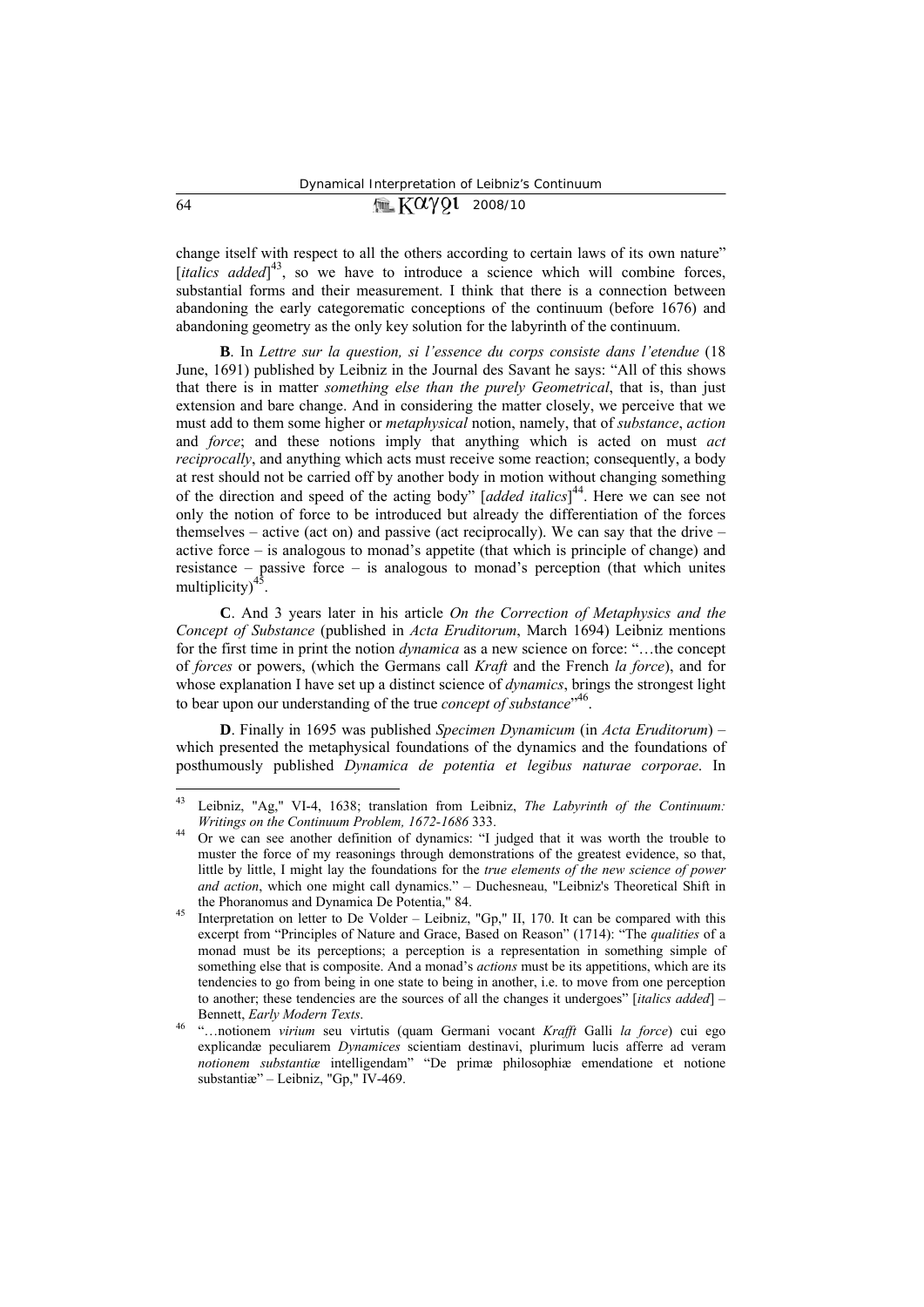change itself with respect to all the others according to certain laws of its own nature" [*italics added*][43], so we have to introduce a science which will combine forces, substantial forms and their measurement. I think that there is a connection between abandoning the early categorematic conceptions of the continuum (before 1676) and abandoning geometry as the only key solution for the labyrinth of the continuum.

**B**. In *Lettre sur la question, si l'essence du corps consiste dans l'etendue* (18 June, 1691) published by Leibniz in the Journal des Savant he says: "All of this shows that there is in matter *something else than the purely Geometrical*, that is, than just extension and bare change. And in considering the matter closely, we perceive that we must add to them some higher or *metaphysical* notion, namely, that of *substance*, *action* and *force*; and these notions imply that anything which is acted on must *act reciprocally*, and anything which acts must receive some reaction; consequently, a body at rest should not be carried off by another body in motion without changing something of the direction and speed of the acting body" [*added italics*][44]. Here we can see not only the notion of force to be introduced but already the differentiation of the forces themselves – active (act on) and passive (act reciprocally). We can say that the drive – active force – is analogous to monad's appetite (that which is principle of change) and resistance – passive force – is analogous to monad's perception (that which unites multiplicity)[45].

**C**. And 3 years later in his article *On the Correction of Metaphysics and the Concept of Substance* (published in *Acta Eruditorum*, March 1694) Leibniz mentions for the first time in print the notion *dynamica* as a new science on force: "…the concept of *forces* or powers, (which the Germans call *Kraft* and the French *la force*), and for whose explanation I have set up a distinct science of *dynamics*, brings the strongest light to bear upon our understanding of the true *concept of substance*"[46].

**D**. Finally in 1695 was published *Specimen Dynamicum* (in *Acta Eruditorum*) – which presented the metaphysical foundations of the dynamics and the foundations of posthumously published *Dynamica de potentia et legibus naturae corporae*. In

---

[43] Leibniz, "Ag," VI-4, 1638; translation from Leibniz, *The Labyrinth of the Continuum: Writings on the Continuum Problem, 1672-1686* 333.

[44] Or we can see another definition of dynamics: "I judged that it was worth the trouble to muster the force of my reasonings through demonstrations of the greatest evidence, so that, little by little, I might lay the foundations for the *true elements of the new science of power and action*, which one might call dynamics." – Duchesneau, "Leibniz's Theoretical Shift in the Phoranomus and Dynamica De Potentia," 84.

[45] Interpretation on letter to De Volder – Leibniz, "Gp," II, 170. It can be compared with this excerpt from "Principles of Nature and Grace, Based on Reason" (1714): "The *qualities* of a monad must be its perceptions; a perception is a representation in something simple of something else that is composite. And a monad's *actions* must be its appetitions, which are its tendencies to go from being in one state to being in another, i.e. to move from one perception to another; these tendencies are the sources of all the changes it undergoes" [*italics added*] – Bennett, *Early Modern Texts*.

[46] "…notionem *virium* seu virtutis (quam Germani vocant *Krafft* Galli *la force*) cui ego explicandæ peculiarem *Dynamices* scientiam destinavi, plurimum lucis afferre ad veram *notionem substantiæ* intelligendam" "De primæ philosophiæ emendatione et notione substantiæ" – Leibniz, "Gp," IV-469.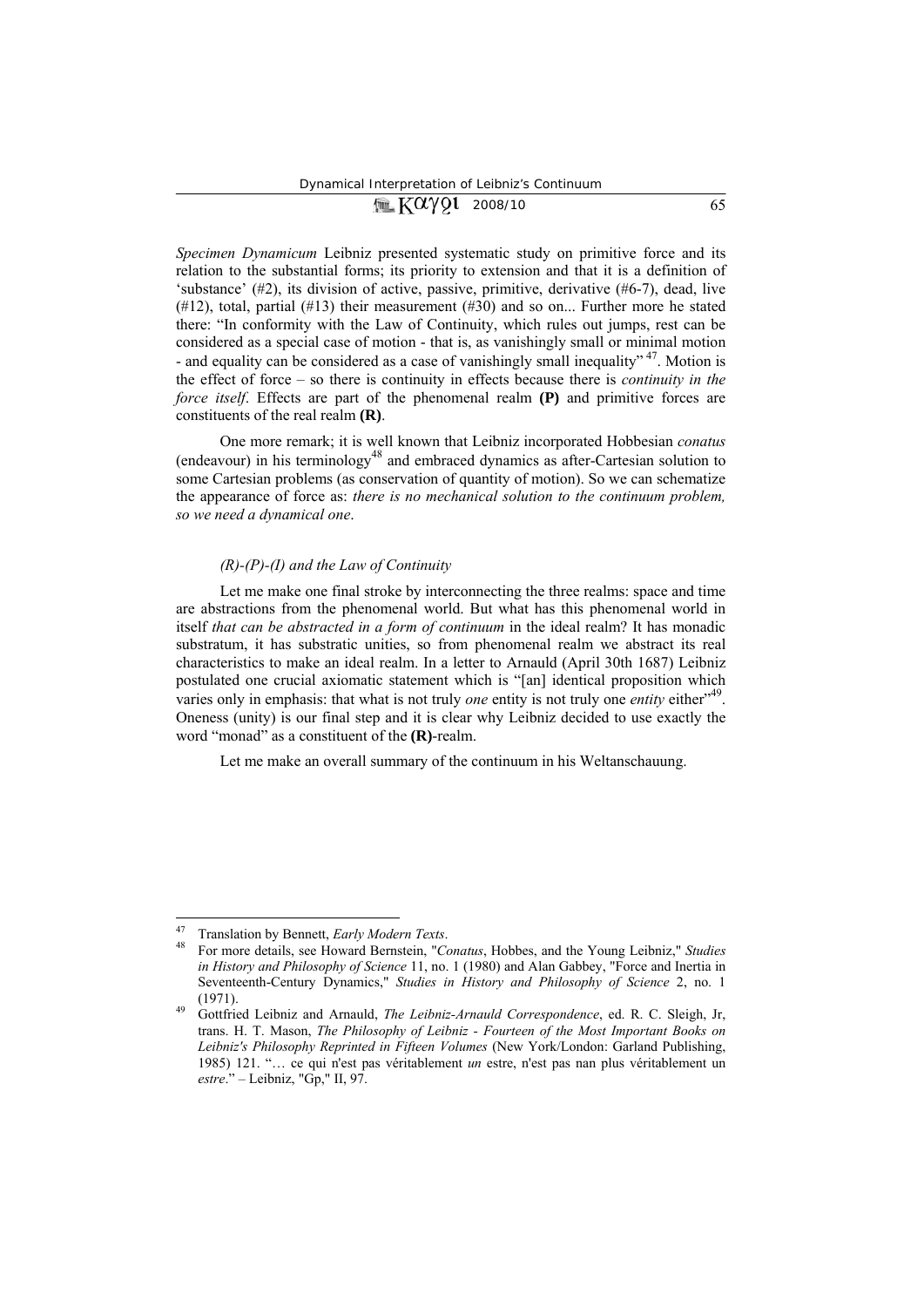*Specimen Dynamicum* Leibniz presented systematic study on primitive force and its relation to the substantial forms; its priority to extension and that it is a definition of 'substance' (#2), its division of active, passive, primitive, derivative (#6-7), dead, live (#12), total, partial (#13) their measurement (#30) and so on... Further more he stated there: "In conformity with the Law of Continuity, which rules out jumps, rest can be considered as a special case of motion - that is, as vanishingly small or minimal motion - and equality can be considered as a case of vanishingly small inequality" [47]. Motion is the effect of force – so there is continuity in effects because there is *continuity in the force itself*. Effects are part of the phenomenal realm **(P)** and primitive forces are constituents of the real realm **(R)**.

One more remark; it is well known that Leibniz incorporated Hobbesian *conatus* (endeavour) in his terminology[48] and embraced dynamics as after-Cartesian solution to some Cartesian problems (as conservation of quantity of motion). So we can schematize the appearance of force as: *there is no mechanical solution to the continuum problem, so we need a dynamical one*.

### *(R)-(P)-(I) and the Law of Continuity*

Let me make one final stroke by interconnecting the three realms: space and time are abstractions from the phenomenal world. But what has this phenomenal world in itself *that can be abstracted in a form of continuum* in the ideal realm? It has monadic substratum, it has substratic unities, so from phenomenal realm we abstract its real characteristics to make an ideal realm. In a letter to Arnauld (April 30th 1687) Leibniz postulated one crucial axiomatic statement which is "[an] identical proposition which varies only in emphasis: that what is not truly *one* entity is not truly one *entity* either"[49]. Oneness (unity) is our final step and it is clear why Leibniz decided to use exactly the word "monad" as a constituent of the **(R)**-realm.

Let me make an overall summary of the continuum in his Weltanschauung.

---

[47] Translation by Bennett, *Early Modern Texts*.

[48] For more details, see Howard Bernstein, "*Conatus*, Hobbes, and the Young Leibniz," *Studies in History and Philosophy of Science* 11, no. 1 (1980) and Alan Gabbey, "Force and Inertia in Seventeenth-Century Dynamics," *Studies in History and Philosophy of Science* 2, no. 1 (1971).

[49] Gottfried Leibniz and Arnauld, *The Leibniz-Arnauld Correspondence*, ed. R. C. Sleigh, Jr, trans. H. T. Mason, *The Philosophy of Leibniz - Fourteen of the Most Important Books on Leibniz's Philosophy Reprinted in Fifteen Volumes* (New York/London: Garland Publishing, 1985) 121. "… ce qui n'est pas véritablement *un* estre, n'est pas nan plus véritablement un *estre*." – Leibniz, "Gp," II, 97.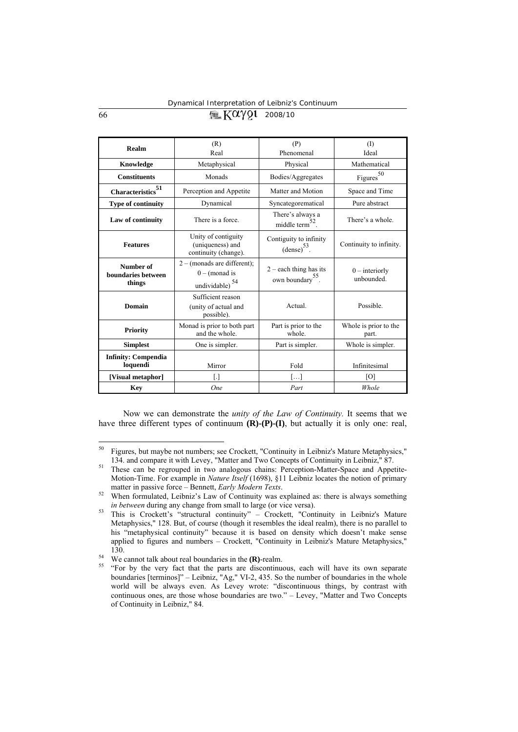| Realm | (R)<br>Real | (P)<br>Phenomenal | (I)<br>Ideal |
|---|---|---|---|
| **Knowledge** | Metaphysical | Physical | Mathematical |
| **Constituents** | Monads | Bodies/Aggregates | Figures[50] |
| **Characteristics[51]** | Perception and Appetite | Matter and Motion | Space and Time |
| **Type of continuity** | Dynamical | Syncategorematical | Pure abstract |
| **Law of continuity** | There is a force. | There's always a middle term[52]. | There's a whole. |
| **Features** | Unity of contiguity (uniqueness) and continuity (change). | Contiguity to infinity (dense)[53]. | Continuity to infinity. |
| **Number of boundaries between things** | 2 – (monads are different); 0 – (monad is undividable)[54] | 2 – each thing has its own boundary[55]. | 0 – interiorly unbounded. |
| **Domain** | Sufficient reason (unity of actual and possible). | Actual. | Possible. |
| **Priority** | Monad is prior to both part and the whole. | Part is prior to the whole. | Whole is prior to the part. |
| **Simplest** | One is simpler. | Part is simpler. | Whole is simpler. |
| **Infinity: Compendia loquendi** | Mirror | Fold | Infinitesimal |
| **[Visual metaphor]** | [.] | […] | [O] |
| **Key** | *One* | *Part* | *Whole* |

Now we can demonstrate the *unity of the Law of Continuity.* It seems that we have three different types of continuum **(R)-(P)-(I)**, but actually it is only one: real,

---

[50] Figures, but maybe not numbers; see Crockett, "Continuity in Leibniz's Mature Metaphysics," 134. and compare it with Levey, "Matter and Two Concepts of Continuity in Leibniz," 87.

[51] These can be regrouped in two analogous chains: Perception-Matter-Space and Appetite-Motion-Time. For example in *Nature Itself* (1698), §11 Leibniz locates the notion of primary matter in passive force – Bennett, *Early Modern Texts*.

[52] When formulated, Leibniz's Law of Continuity was explained as: there is always something *in between* during any change from small to large (or vice versa).

[53] This is Crockett's "structural continuity" – Crockett, "Continuity in Leibniz's Mature Metaphysics," 128. But, of course (though it resembles the ideal realm), there is no parallel to his "metaphysical continuity" because it is based on density which doesn't make sense applied to figures and numbers – Crockett, "Continuity in Leibniz's Mature Metaphysics," 130.

[54] We cannot talk about real boundaries in the **(R)**-realm.

[55] "For by the very fact that the parts are discontinuous, each will have its own separate boundaries [terminos]" – Leibniz, "Ag," VI-2, 435. So the number of boundaries in the whole world will be always even. As Levey wrote: "discontinuous things, by contrast with continuous ones, are those whose boundaries are two." – Levey, "Matter and Two Concepts of Continuity in Leibniz," 84.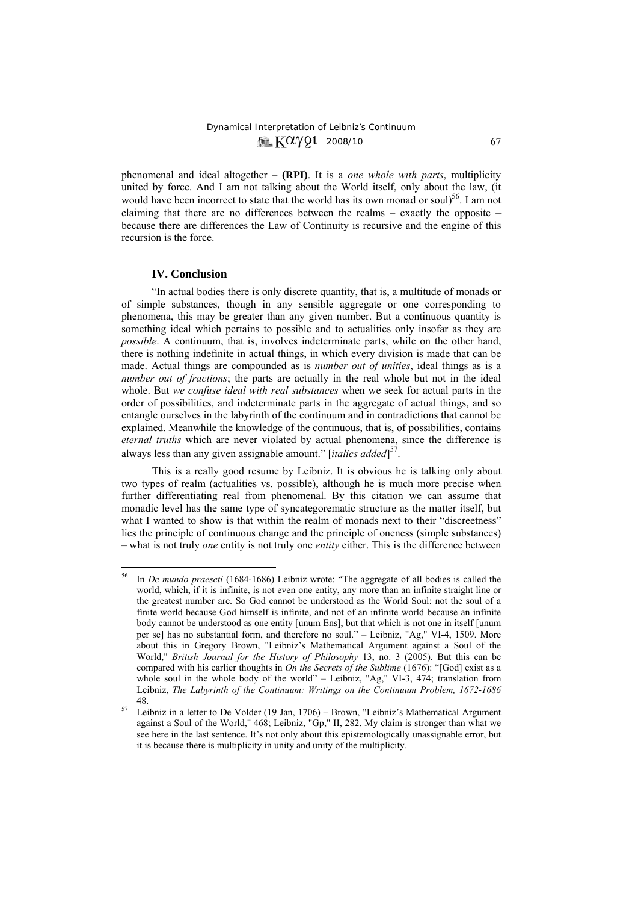phenomenal and ideal altogether – **(RPI)**. It is a *one whole with parts*, multiplicity united by force. And I am not talking about the World itself, only about the law, (it would have been incorrect to state that the world has its own monad or soul)[56]. I am not claiming that there are no differences between the realms – exactly the opposite – because there are differences the Law of Continuity is recursive and the engine of this recursion is the force.

## IV. Conclusion

"In actual bodies there is only discrete quantity, that is, a multitude of monads or of simple substances, though in any sensible aggregate or one corresponding to phenomena, this may be greater than any given number. But a continuous quantity is something ideal which pertains to possible and to actualities only insofar as they are *possible*. A continuum, that is, involves indeterminate parts, while on the other hand, there is nothing indefinite in actual things, in which every division is made that can be made. Actual things are compounded as is *number out of unities*, ideal things as is a *number out of fractions*; the parts are actually in the real whole but not in the ideal whole. But *we confuse ideal with real substances* when we seek for actual parts in the order of possibilities, and indeterminate parts in the aggregate of actual things, and so entangle ourselves in the labyrinth of the continuum and in contradictions that cannot be explained. Meanwhile the knowledge of the continuous, that is, of possibilities, contains *eternal truths* which are never violated by actual phenomena, since the difference is always less than any given assignable amount." [*italics added*][57].

This is a really good resume by Leibniz. It is obvious he is talking only about two types of realm (actualities vs. possible), although he is much more precise when further differentiating real from phenomenal. By this citation we can assume that monadic level has the same type of syncategorematic structure as the matter itself, but what I wanted to show is that within the realm of monads next to their "discreetness" lies the principle of continuous change and the principle of oneness (simple substances) – what is not truly *one* entity is not truly one *entity* either. This is the difference between

---

[56] In *De mundo praeseti* (1684-1686) Leibniz wrote: "The aggregate of all bodies is called the world, which, if it is infinite, is not even one entity, any more than an infinite straight line or the greatest number are. So God cannot be understood as the World Soul: not the soul of a finite world because God himself is infinite, and not of an infinite world because an infinite body cannot be understood as one entity [unum Ens], but that which is not one in itself [unum per se] has no substantial form, and therefore no soul." – Leibniz, "Ag," VI-4, 1509. More about this in Gregory Brown, "Leibniz's Mathematical Argument against a Soul of the World," *British Journal for the History of Philosophy* 13, no. 3 (2005). But this can be compared with his earlier thoughts in *On the Secrets of the Sublime* (1676): "[God] exist as a whole soul in the whole body of the world" – Leibniz, "Ag," VI-3, 474; translation from Leibniz, *The Labyrinth of the Continuum: Writings on the Continuum Problem, 1672-1686* 48.

[57] Leibniz in a letter to De Volder (19 Jan, 1706) – Brown, "Leibniz's Mathematical Argument against a Soul of the World," 468; Leibniz, "Gp," II, 282. My claim is stronger than what we see here in the last sentence. It's not only about this epistemologically unassignable error, but it is because there is multiplicity in unity and unity of the multiplicity.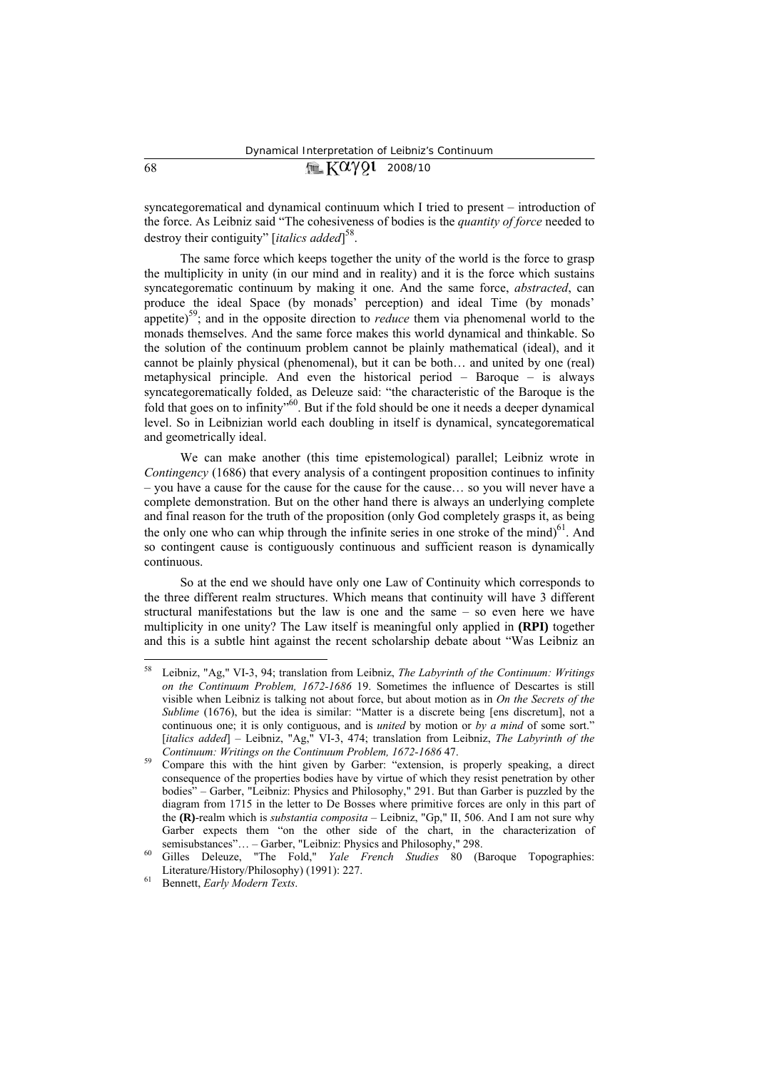syncategorematical and dynamical continuum which I tried to present – introduction of the force. As Leibniz said "The cohesiveness of bodies is the *quantity of force* needed to destroy their contiguity" [*italics added*][58].

The same force which keeps together the unity of the world is the force to grasp the multiplicity in unity (in our mind and in reality) and it is the force which sustains syncategorematic continuum by making it one. And the same force, *abstracted*, can produce the ideal Space (by monads' perception) and ideal Time (by monads' appetite)[59]; and in the opposite direction to *reduce* them via phenomenal world to the monads themselves. And the same force makes this world dynamical and thinkable. So the solution of the continuum problem cannot be plainly mathematical (ideal), and it cannot be plainly physical (phenomenal), but it can be both… and united by one (real) metaphysical principle. And even the historical period – Baroque – is always syncategorematically folded, as Deleuze said: "the characteristic of the Baroque is the fold that goes on to infinity"[60]. But if the fold should be one it needs a deeper dynamical level. So in Leibnizian world each doubling in itself is dynamical, syncategorematical and geometrically ideal.

We can make another (this time epistemological) parallel; Leibniz wrote in *Contingency* (1686) that every analysis of a contingent proposition continues to infinity – you have a cause for the cause for the cause for the cause… so you will never have a complete demonstration. But on the other hand there is always an underlying complete and final reason for the truth of the proposition (only God completely grasps it, as being the only one who can whip through the infinite series in one stroke of the mind)[61]. And so contingent cause is contiguously continuous and sufficient reason is dynamically continuous.

So at the end we should have only one Law of Continuity which corresponds to the three different realm structures. Which means that continuity will have 3 different structural manifestations but the law is one and the same – so even here we have multiplicity in one unity? The Law itself is meaningful only applied in **(RPI)** together and this is a subtle hint against the recent scholarship debate about "Was Leibniz an

---

[58] Leibniz, "Ag," VI-3, 94; translation from Leibniz, *The Labyrinth of the Continuum: Writings on the Continuum Problem, 1672-1686* 19. Sometimes the influence of Descartes is still visible when Leibniz is talking not about force, but about motion as in *On the Secrets of the Sublime* (1676), but the idea is similar: "Matter is a discrete being [ens discretum], not a continuous one; it is only contiguous, and is *united* by motion or *by a mind* of some sort." [*italics added*] – Leibniz, "Ag," VI-3, 474; translation from Leibniz, *The Labyrinth of the Continuum: Writings on the Continuum Problem, 1672-1686* 47.

[59] Compare this with the hint given by Garber: "extension, is properly speaking, a direct consequence of the properties bodies have by virtue of which they resist penetration by other bodies" – Garber, "Leibniz: Physics and Philosophy," 291. But than Garber is puzzled by the diagram from 1715 in the letter to De Bosses where primitive forces are only in this part of the **(R)**-realm which is *substantia composita* – Leibniz, "Gp," II, 506. And I am not sure why Garber expects them "on the other side of the chart, in the characterization of semisubstances"… – Garber, "Leibniz: Physics and Philosophy," 298.

[60] Gilles Deleuze, "The Fold," *Yale French Studies* 80 (Baroque Topographies: Literature/History/Philosophy) (1991): 227.

[61] Bennett, *Early Modern Texts*.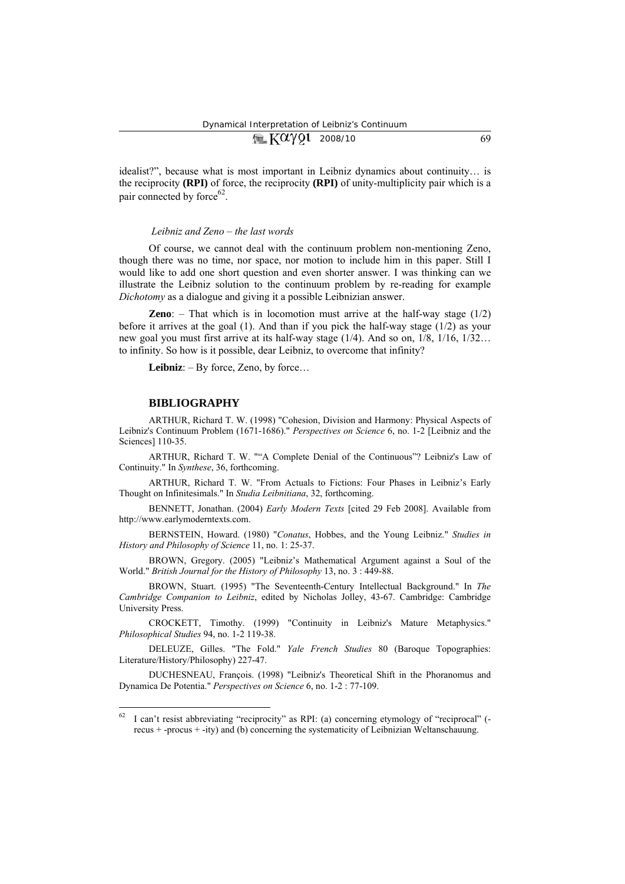idealist?", because what is most important in Leibniz dynamics about continuity… is the reciprocity **(RPI)** of force, the reciprocity **(RPI)** of unity-multiplicity pair which is a pair connected by force[62].

*Leibniz and Zeno – the last words*

Of course, we cannot deal with the continuum problem non-mentioning Zeno, though there was no time, nor space, nor motion to include him in this paper. Still I would like to add one short question and even shorter answer. I was thinking can we illustrate the Leibniz solution to the continuum problem by re-reading for example *Dichotomy* as a dialogue and giving it a possible Leibnizian answer.

**Zeno**: – That which is in locomotion must arrive at the half-way stage (1/2) before it arrives at the goal (1). And than if you pick the half-way stage (1/2) as your new goal you must first arrive at its half-way stage (1/4). And so on, 1/8, 1/16, 1/32… to infinity. So how is it possible, dear Leibniz, to overcome that infinity?

**Leibniz**: – By force, Zeno, by force…

## BIBLIOGRAPHY

ARTHUR, Richard T. W. (1998) "Cohesion, Division and Harmony: Physical Aspects of Leibniz's Continuum Problem (1671-1686)." *Perspectives on Science* 6, no. 1-2 [Leibniz and the Sciences] 110-35.

ARTHUR, Richard T. W. ""A Complete Denial of the Continuous"? Leibniz's Law of Continuity." In *Synthese*, 36, forthcoming.

ARTHUR, Richard T. W. "From Actuals to Fictions: Four Phases in Leibniz's Early Thought on Infinitesimals." In *Studia Leibnitiana*, 32, forthcoming.

BENNETT, Jonathan. (2004) *Early Modern Texts* [cited 29 Feb 2008]. Available from http://www.earlymoderntexts.com.

BERNSTEIN, Howard. (1980) "*Conatus*, Hobbes, and the Young Leibniz." *Studies in History and Philosophy of Science* 11, no. 1: 25-37.

BROWN, Gregory. (2005) "Leibniz's Mathematical Argument against a Soul of the World." *British Journal for the History of Philosophy* 13, no. 3 : 449-88.

BROWN, Stuart. (1995) "The Seventeenth-Century Intellectual Background." In *The Cambridge Companion to Leibniz*, edited by Nicholas Jolley, 43-67. Cambridge: Cambridge University Press.

CROCKETT, Timothy. (1999) "Continuity in Leibniz's Mature Metaphysics." *Philosophical Studies* 94, no. 1-2 119-38.

DELEUZE, Gilles. "The Fold." *Yale French Studies* 80 (Baroque Topographies: Literature/History/Philosophy) 227-47.

DUCHESNEAU, François. (1998) "Leibniz's Theoretical Shift in the Phoranomus and Dynamica De Potentia." *Perspectives on Science* 6, no. 1-2 : 77-109.

---

[62] I can't resist abbreviating "reciprocity" as RPI: (a) concerning etymology of "reciprocal" (-recus + -procus + -ity) and (b) concerning the systematicity of Leibnizian Weltanschauung.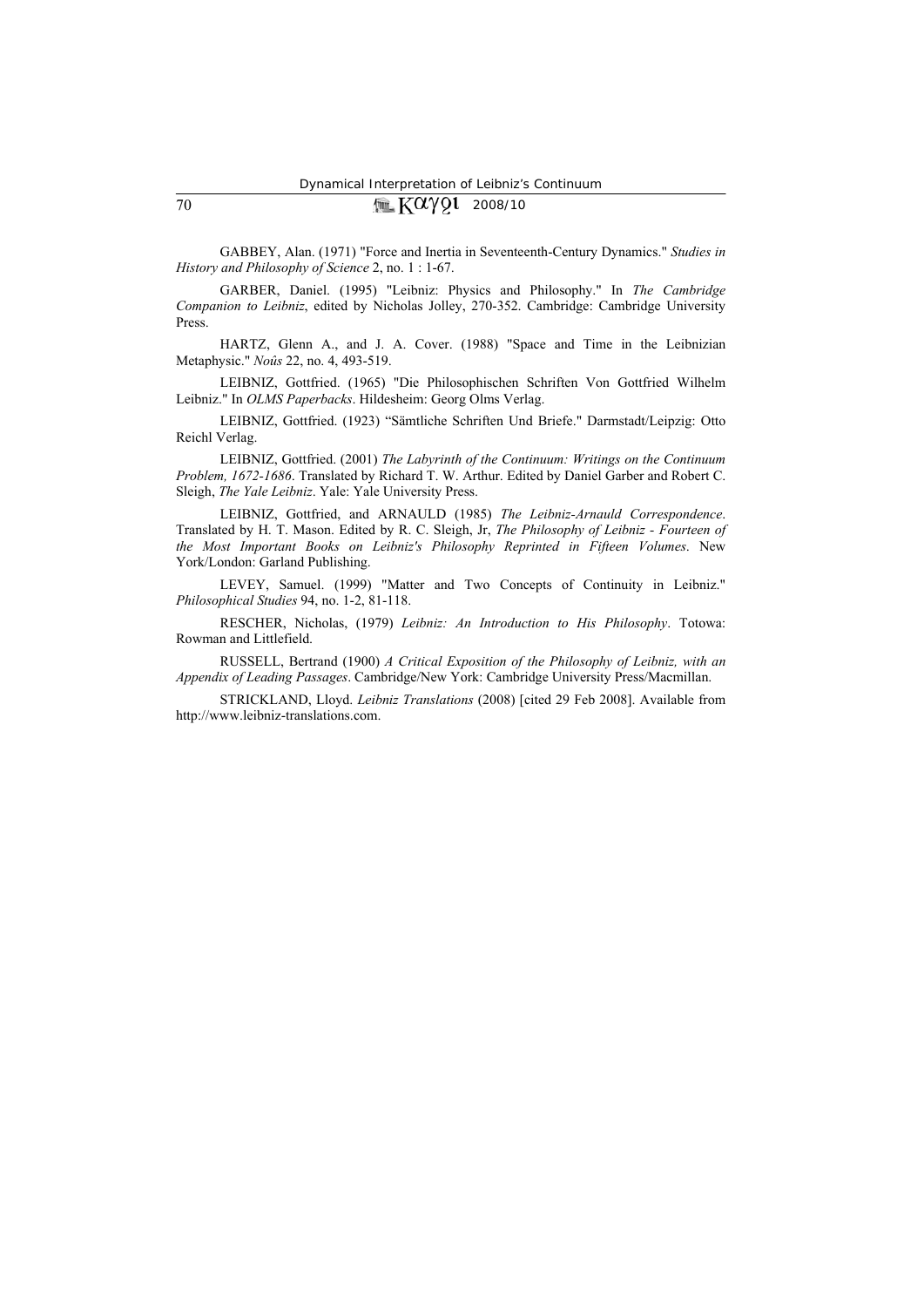GABBEY, Alan. (1971) "Force and Inertia in Seventeenth-Century Dynamics." *Studies in History and Philosophy of Science* 2, no. 1 : 1-67.

GARBER, Daniel. (1995) "Leibniz: Physics and Philosophy." In *The Cambridge Companion to Leibniz*, edited by Nicholas Jolley, 270-352. Cambridge: Cambridge University Press.

HARTZ, Glenn A., and J. A. Cover. (1988) "Space and Time in the Leibnizian Metaphysic." *Noûs* 22, no. 4, 493-519.

LEIBNIZ, Gottfried. (1965) "Die Philosophischen Schriften Von Gottfried Wilhelm Leibniz." In *OLMS Paperbacks*. Hildesheim: Georg Olms Verlag.

LEIBNIZ, Gottfried. (1923) "Sämtliche Schriften Und Briefe." Darmstadt/Leipzig: Otto Reichl Verlag.

LEIBNIZ, Gottfried. (2001) *The Labyrinth of the Continuum: Writings on the Continuum Problem, 1672-1686*. Translated by Richard T. W. Arthur. Edited by Daniel Garber and Robert C. Sleigh, *The Yale Leibniz*. Yale: Yale University Press.

LEIBNIZ, Gottfried, and ARNAULD (1985) *The Leibniz-Arnauld Correspondence*. Translated by H. T. Mason. Edited by R. C. Sleigh, Jr, *The Philosophy of Leibniz - Fourteen of the Most Important Books on Leibniz's Philosophy Reprinted in Fifteen Volumes*. New York/London: Garland Publishing.

LEVEY, Samuel. (1999) "Matter and Two Concepts of Continuity in Leibniz." *Philosophical Studies* 94, no. 1-2, 81-118.

RESCHER, Nicholas, (1979) *Leibniz: An Introduction to His Philosophy*. Totowa: Rowman and Littlefield.

RUSSELL, Bertrand (1900) *A Critical Exposition of the Philosophy of Leibniz, with an Appendix of Leading Passages*. Cambridge/New York: Cambridge University Press/Macmillan.

STRICKLAND, Lloyd. *Leibniz Translations* (2008) [cited 29 Feb 2008]. Available from http://www.leibniz-translations.com.